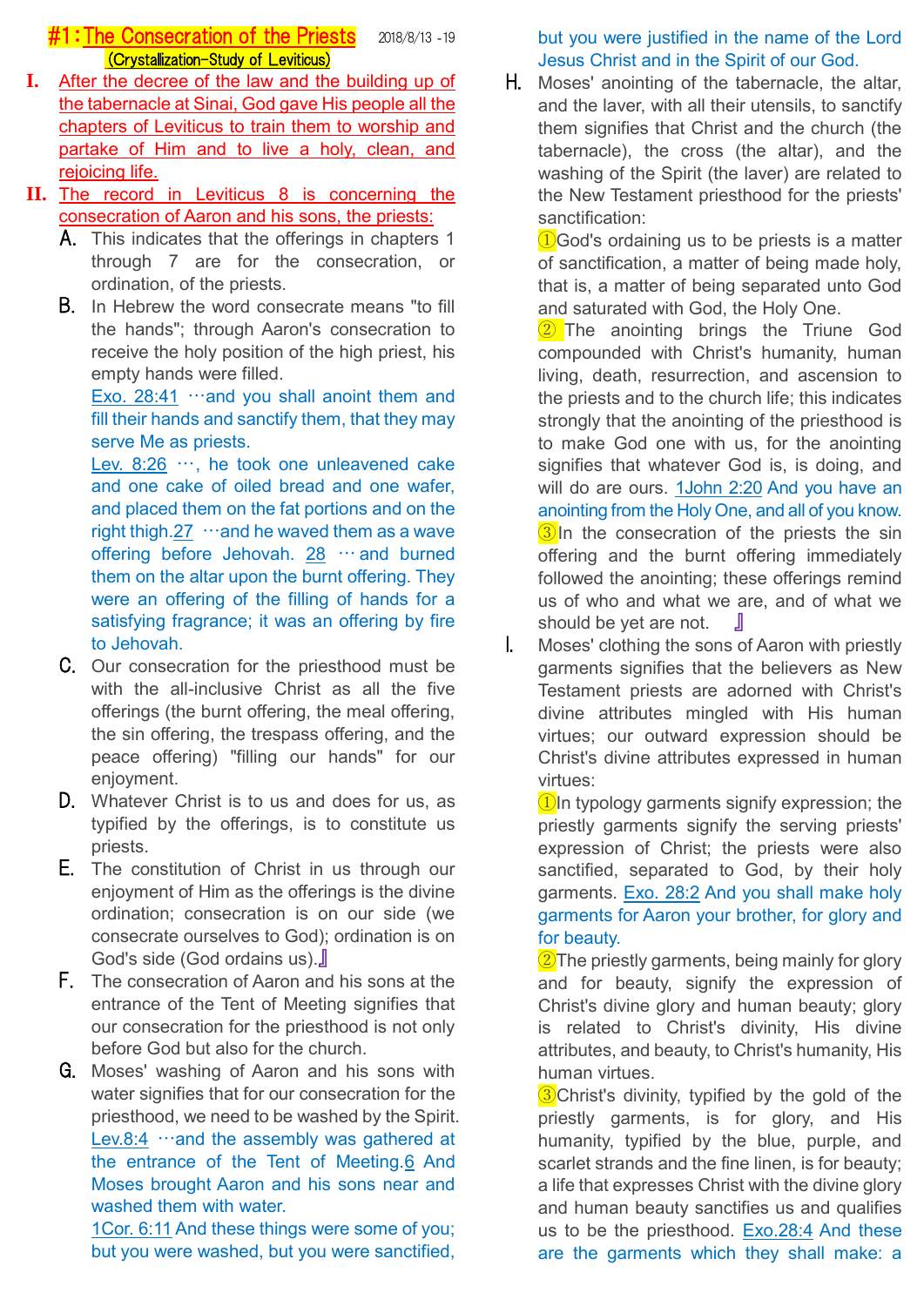# #1:The Consecration of the Priests

2018/8/13 -19

(Crystallization-Study of Leviticus)

**I.** After the decree of the law and the building up of the tabernacle at Sinai, God gave His people all the chapters of Leviticus to train them to worship and partake of Him and to live a holy, clean, and rejoicing life.

**II.** The record in Leviticus 8 is concerning the consecration of Aaron and his sons, the priests:

A. This indicates that the offerings in chapters 1 through 7 are for the consecration, or ordination, of the priests.

B. In Hebrew the word consecrate means "to fill the hands"; through Aaron's consecration to receive the holy position of the high priest, his empty hands were filled.

Exo. 28:41 …and you shall anoint them and fill their hands and sanctify them, that they may serve Me as priests.

Lev. 8:26 …, he took one unleavened cake and one cake of oiled bread and one wafer, and placed them on the fat portions and on the right thigh.27 …and he waved them as a wave offering before Jehovah. 28 …and burned them on the altar upon the burnt offering. They were an offering of the filling of hands for a satisfying fragrance; it was an offering by fire to Jehovah.

C. Our consecration for the priesthood must be with the all-inclusive Christ as all the five offerings (the burnt offering, the meal offering, the sin offering, the trespass offering, and the peace offering) "filling our hands" for our enjoyment.

D. Whatever Christ is to us and does for us, as typified by the offerings, is to constitute us priests.

E. The constitution of Christ in us through our enjoyment of Him as the offerings is the divine ordination; consecration is on our side (we consecrate ourselves to God); ordination is on God's side (God ordains us).』

F. The consecration of Aaron and his sons at the entrance of the Tent of Meeting signifies that our consecration for the priesthood is not only before God but also for the church.

G. Moses' washing of Aaron and his sons with water signifies that for our consecration for the priesthood, we need to be washed by the Spirit.

Lev.8:4 …and the assembly was gathered at the entrance of the Tent of Meeting.6 And Moses brought Aaron and his sons near and washed them with water.

1Cor. 6:11 And these things were some of you; but you were washed, but you were sanctified, but you were justified in the name of the Lord Jesus Christ and in the Spirit of our God.

H. Moses' anointing of the tabernacle, the altar, and the laver, with all their utensils, to sanctify them signifies that Christ and the church (the tabernacle), the cross (the altar), and the washing of the Spirit (the laver) are related to the New Testament priesthood for the priests' sanctification:

①God's ordaining us to be priests is a matter of sanctification, a matter of being made holy, that is, a matter of being separated unto God and saturated with God, the Holy One.

② The anointing brings the Triune God compounded with Christ's humanity, human living, death, resurrection, and ascension to the priests and to the church life; this indicates strongly that the anointing of the priesthood is to make God one with us, for the anointing signifies that whatever God is, is doing, and will do are ours. 1John 2:20 And you have an anointing from the Holy One, and all of you know.

③In the consecration of the priests the sin offering and the burnt offering immediately followed the anointing; these offerings remind us of who and what we are, and of what we should be yet are not. 』

I. Moses' clothing the sons of Aaron with priestly garments signifies that the believers as New Testament priests are adorned with Christ's divine attributes mingled with His human virtues; our outward expression should be Christ's divine attributes expressed in human virtues:

①In typology garments signify expression; the priestly garments signify the serving priests' expression of Christ; the priests were also sanctified, separated to God, by their holy garments. Exo. 28:2 And you shall make holy garments for Aaron your brother, for glory and for beauty.

②The priestly garments, being mainly for glory and for beauty, signify the expression of Christ's divine glory and human beauty; glory is related to Christ's divinity, His divine attributes, and beauty, to Christ's humanity, His human virtues.

③Christ's divinity, typified by the gold of the priestly garments, is for glory, and His humanity, typified by the blue, purple, and scarlet strands and the fine linen, is for beauty; a life that expresses Christ with the divine glory and human beauty sanctifies us and qualifies us to be the priesthood. Exo.28:4 And these are the garments which they shall make: a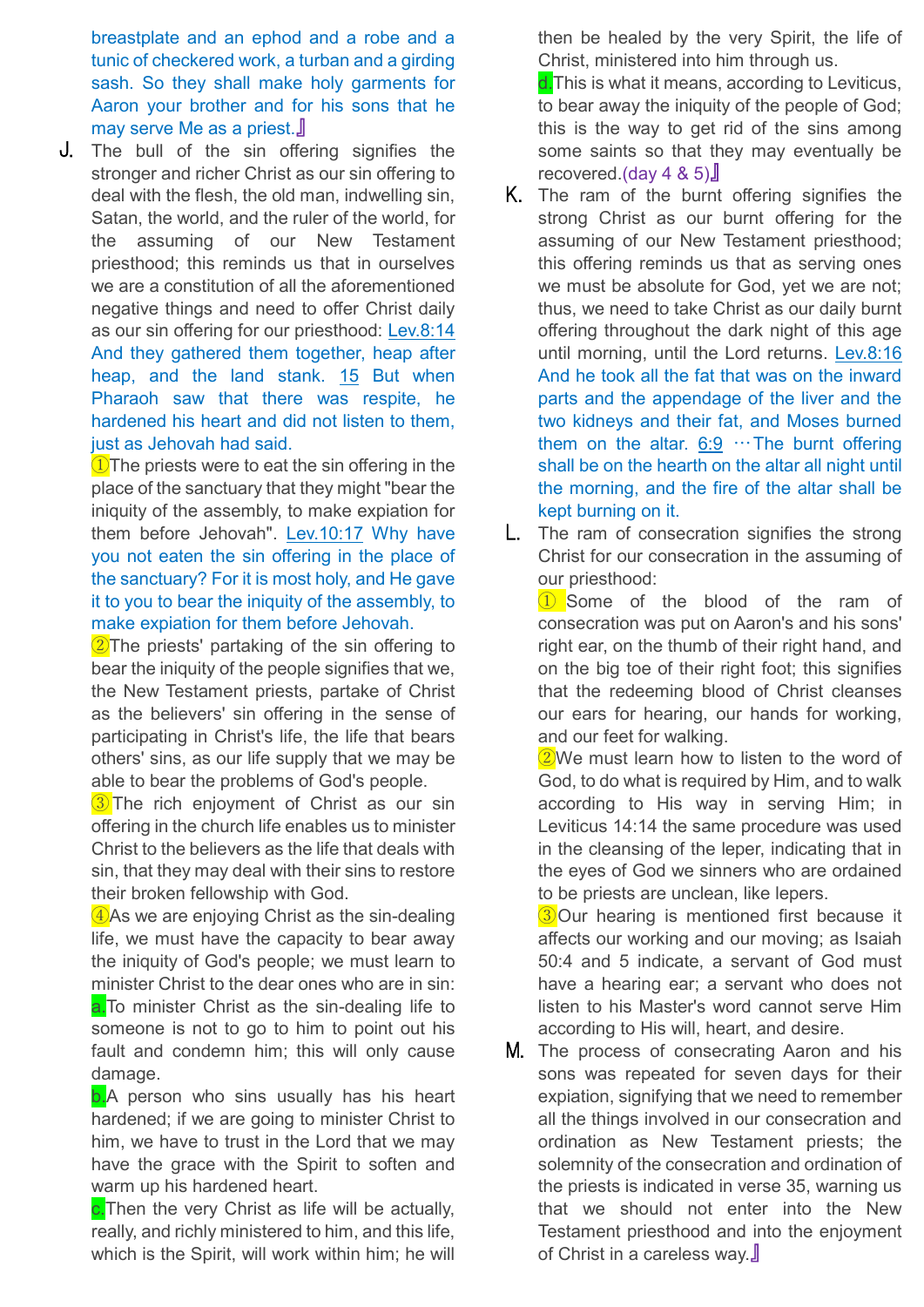breastplate and an ephod and a robe and a tunic of checkered work, a turban and a girding sash. So they shall make holy garments for Aaron your brother and for his sons that he may serve Me as a priest.』

J. The bull of the sin offering signifies the stronger and richer Christ as our sin offering to deal with the flesh, the old man, indwelling sin, Satan, the world, and the ruler of the world, for the assuming of our New Testament priesthood; this reminds us that in ourselves we are a constitution of all the aforementioned negative things and need to offer Christ daily as our sin offering for our priesthood: Lev.8:14 And they gathered them together, heap after heap, and the land stank. 15 But when Pharaoh saw that there was respite, he hardened his heart and did not listen to them, just as Jehovah had said.

①The priests were to eat the sin offering in the place of the sanctuary that they might "bear the iniquity of the assembly, to make expiation for them before Jehovah". Lev.10:17 Why have you not eaten the sin offering in the place of the sanctuary? For it is most holy, and He gave it to you to bear the iniquity of the assembly, to make expiation for them before Jehovah.

②The priests' partaking of the sin offering to bear the iniquity of the people signifies that we, the New Testament priests, partake of Christ as the believers' sin offering in the sense of participating in Christ's life, the life that bears others' sins, as our life supply that we may be able to bear the problems of God's people.

③The rich enjoyment of Christ as our sin offering in the church life enables us to minister Christ to the believers as the life that deals with sin, that they may deal with their sins to restore their broken fellowship with God.

④As we are enjoying Christ as the sin-dealing life, we must have the capacity to bear away the iniquity of God's people; we must learn to minister Christ to the dear ones who are in sin:

a.To minister Christ as the sin-dealing life to someone is not to go to him to point out his fault and condemn him; this will only cause damage.

b.A person who sins usually has his heart hardened; if we are going to minister Christ to him, we have to trust in the Lord that we may have the grace with the Spirit to soften and warm up his hardened heart.

c.Then the very Christ as life will be actually, really, and richly ministered to him, and this life, which is the Spirit, will work within him; he will then be healed by the very Spirit, the life of Christ, ministered into him through us.

d.This is what it means, according to Leviticus, to bear away the iniquity of the people of God; this is the way to get rid of the sins among some saints so that they may eventually be recovered.(day 4 & 5)』

K. The ram of the burnt offering signifies the strong Christ as our burnt offering for the assuming of our New Testament priesthood; this offering reminds us that as serving ones we must be absolute for God, yet we are not; thus, we need to take Christ as our daily burnt offering throughout the dark night of this age until morning, until the Lord returns. Lev.8:16 And he took all the fat that was on the inward parts and the appendage of the liver and the two kidneys and their fat, and Moses burned them on the altar. 6:9 …The burnt offering shall be on the hearth on the altar all night until the morning, and the fire of the altar shall be kept burning on it.

L. The ram of consecration signifies the strong Christ for our consecration in the assuming of our priesthood:

① Some of the blood of the ram of consecration was put on Aaron's and his sons' right ear, on the thumb of their right hand, and on the big toe of their right foot; this signifies that the redeeming blood of Christ cleanses our ears for hearing, our hands for working, and our feet for walking.

②We must learn how to listen to the word of God, to do what is required by Him, and to walk according to His way in serving Him; in Leviticus 14:14 the same procedure was used in the cleansing of the leper, indicating that in the eyes of God we sinners who are ordained to be priests are unclean, like lepers.

③Our hearing is mentioned first because it affects our working and our moving; as Isaiah 50:4 and 5 indicate, a servant of God must have a hearing ear; a servant who does not listen to his Master's word cannot serve Him according to His will, heart, and desire.

M. The process of consecrating Aaron and his sons was repeated for seven days for their expiation, signifying that we need to remember all the things involved in our consecration and ordination as New Testament priests; the solemnity of the consecration and ordination of the priests is indicated in verse 35, warning us that we should not enter into the New Testament priesthood and into the enjoyment of Christ in a careless way.』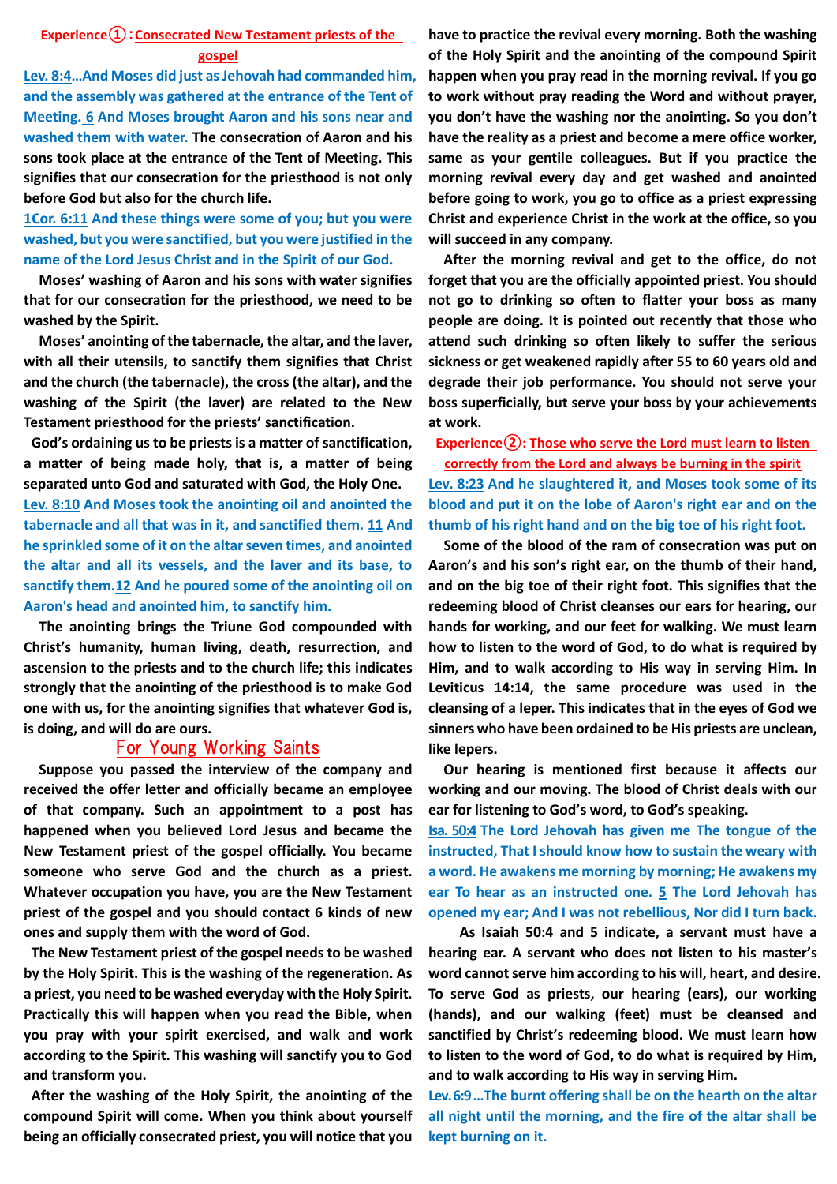**Experience①：Consecrated New Testament priests of the gospel**

**Lev. 8:4…And Moses did just as Jehovah had commanded him, and the assembly was gathered at the entrance of the Tent of Meeting. 6 And Moses brought Aaron and his sons near and washed them with water.** The consecration of Aaron and his sons took place at the entrance of the Tent of Meeting. This signifies that our consecration for the priesthood is not only before God but also for the church life.

**1Cor. 6:11 And these things were some of you; but you were washed, but you were sanctified, but you were justified in the name of the Lord Jesus Christ and in the Spirit of our God.**

Moses' washing of Aaron and his sons with water signifies that for our consecration for the priesthood, we need to be washed by the Spirit.

Moses' anointing of the tabernacle, the altar, and the laver, with all their utensils, to sanctify them signifies that Christ and the church (the tabernacle), the cross (the altar), and the washing of the Spirit (the laver) are related to the New Testament priesthood for the priests' sanctification.

God's ordaining us to be priests is a matter of sanctification, a matter of being made holy, that is, a matter of being separated unto God and saturated with God, the Holy One.

**Lev. 8:10 And Moses took the anointing oil and anointed the tabernacle and all that was in it, and sanctified them. 11 And he sprinkled some of it on the altar seven times, and anointed the altar and all its vessels, and the laver and its base, to sanctify them.12 And he poured some of the anointing oil on Aaron's head and anointed him, to sanctify him.**

The anointing brings the Triune God compounded with Christ's humanity, human living, death, resurrection, and ascension to the priests and to the church life; this indicates strongly that the anointing of the priesthood is to make God one with us, for the anointing signifies that whatever God is, is doing, and will do are ours.

## For Young Working Saints

Suppose you passed the interview of the company and received the offer letter and officially became an employee of that company. Such an appointment to a post has happened when you believed Lord Jesus and became the New Testament priest of the gospel officially. You became someone who serve God and the church as a priest. Whatever occupation you have, you are the New Testament priest of the gospel and you should contact 6 kinds of new ones and supply them with the word of God.

The New Testament priest of the gospel needs to be washed by the Holy Spirit. This is the washing of the regeneration. As a priest, you need to be washed everyday with the Holy Spirit. Practically this will happen when you read the Bible, when you pray with your spirit exercised, and walk and work according to the Spirit. This washing will sanctify you to God and transform you.

After the washing of the Holy Spirit, the anointing of the compound Spirit will come. When you think about yourself being an officially consecrated priest, you will notice that you have to practice the revival every morning. Both the washing of the Holy Spirit and the anointing of the compound Spirit happen when you pray read in the morning revival. If you go to work without pray reading the Word and without prayer, you don't have the washing nor the anointing. So you don't have the reality as a priest and become a mere office worker, same as your gentile colleagues. But if you practice the morning revival every day and get washed and anointed before going to work, you go to office as a priest expressing Christ and experience Christ in the work at the office, so you will succeed in any company.

After the morning revival and get to the office, do not forget that you are the officially appointed priest. You should not go to drinking so often to flatter your boss as many people are doing. It is pointed out recently that those who attend such drinking so often likely to suffer the serious sickness or get weakened rapidly after 55 to 60 years old and degrade their job performance. You should not serve your boss superficially, but serve your boss by your achievements at work.

**Experience②: Those who serve the Lord must learn to listen correctly from the Lord and always be burning in the spirit**

**Lev. 8:23 And he slaughtered it, and Moses took some of its blood and put it on the lobe of Aaron's right ear and on the thumb of his right hand and on the big toe of his right foot.**

Some of the blood of the ram of consecration was put on Aaron's and his son's right ear, on the thumb of their hand, and on the big toe of their right foot. This signifies that the redeeming blood of Christ cleanses our ears for hearing, our hands for working, and our feet for walking. We must learn how to listen to the word of God, to do what is required by Him, and to walk according to His way in serving Him. In Leviticus 14:14, the same procedure was used in the cleansing of a leper. This indicates that in the eyes of God we sinners who have been ordained to be His priests are unclean, like lepers.

Our hearing is mentioned first because it affects our working and our moving. The blood of Christ deals with our ear for listening to God's word, to God's speaking.

**Isa. 50:4 The Lord Jehovah has given me The tongue of the instructed, That I should know how to sustain the weary with a word. He awakens me morning by morning; He awakens my ear To hear as an instructed one. 5 The Lord Jehovah has opened my ear; And I was not rebellious, Nor did I turn back.**

As Isaiah 50:4 and 5 indicate, a servant must have a hearing ear. A servant who does not listen to his master's word cannot serve him according to his will, heart, and desire. To serve God as priests, our hearing (ears), our working (hands), and our walking (feet) must be cleansed and sanctified by Christ's redeeming blood. We must learn how to listen to the word of God, to do what is required by Him, and to walk according to His way in serving Him.

**Lev.6:9…The burnt offering shall be on the hearth on the altar all night until the morning, and the fire of the altar shall be kept burning on it.**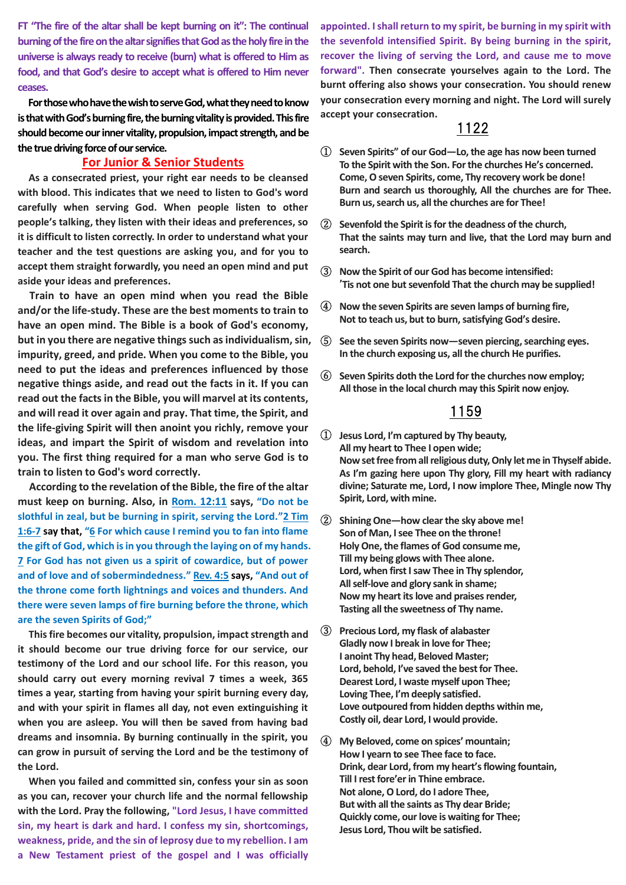FT "The fire of the altar shall be kept burning on it": The continual burning of the fire on the altar signifies that God as the holy fire in the universe is always ready to receive (burn) what is offered to Him as food, and that God's desire to accept what is offered to Him never ceases.

**For those who have the wish to serve God, what they need to know is that with God's burning fire, the burning vitality is provided. This fire should become our inner vitality, propulsion, impact strength, and be the true driving force of our service.**

## For Junior & Senior Students

As a consecrated priest, your right ear needs to be cleansed with blood. This indicates that we need to listen to God's word carefully when serving God. When people listen to other people's talking, they listen with their ideas and preferences, so it is difficult to listen correctly. In order to understand what your teacher and the test questions are asking you, and for you to accept them straight forwardly, you need an open mind and put aside your ideas and preferences.

Train to have an open mind when you read the Bible and/or the life-study. These are the best moments to train to have an open mind. The Bible is a book of God's economy, but in you there are negative things such as individualism, sin, impurity, greed, and pride. When you come to the Bible, you need to put the ideas and preferences influenced by those negative things aside, and read out the facts in it. If you can read out the facts in the Bible, you will marvel at its contents, and will read it over again and pray. That time, the Spirit, and the life-giving Spirit will then anoint you richly, remove your ideas, and impart the Spirit of wisdom and revelation into you. The first thing required for a man who serve God is to train to listen to God's word correctly.

According to the revelation of the Bible, the fire of the altar must keep on burning. Also, in Rom. 12:11 says, "Do not be slothful in zeal, but be burning in spirit, serving the Lord." 2 Tim 1:6-7 say that, "6 For which cause I remind you to fan into flame the gift of God, which is in you through the laying on of my hands. 7 For God has not given us a spirit of cowardice, but of power and of love and of sobermindedness." Rev. 4:5 says, "And out of the throne come forth lightnings and voices and thunders. And there were seven lamps of fire burning before the throne, which are the seven Spirits of God;"

This fire becomes our vitality, propulsion, impact strength and it should become our true driving force for our service, our testimony of the Lord and our school life. For this reason, you should carry out every morning revival 7 times a week, 365 times a year, starting from having your spirit burning every day, and with your spirit in flames all day, not even extinguishing it when you are asleep. You will then be saved from having bad dreams and insomnia. By burning continually in the spirit, you can grow in pursuit of serving the Lord and be the testimony of the Lord.

When you failed and committed sin, confess your sin as soon as you can, recover your church life and the normal fellowship with the Lord. Pray the following, "Lord Jesus, I have committed sin, my heart is dark and hard. I confess my sin, shortcomings, weakness, pride, and the sin of leprosy due to my rebellion. I am a New Testament priest of the gospel and I was officially appointed. I shall return to my spirit, be burning in my spirit with the sevenfold intensified Spirit. By being burning in the spirit, recover the living of serving the Lord, and cause me to move forward". Then consecrate yourselves again to the Lord. The burnt offering also shows your consecration. You should renew your consecration every morning and night. The Lord will surely accept your consecration.

## 1122

① Seven Spirits" of our God—Lo, the age has now been turned
To the Spirit with the Son. For the churches He's concerned.
Come, O seven Spirits, come, Thy recovery work be done!
Burn and search us thoroughly, All the churches are for Thee.
Burn us, search us, all the churches are for Thee!

② Sevenfold the Spirit is for the deadness of the church,
That the saints may turn and live, that the Lord may burn and search.

③ Now the Spirit of our God has become intensified:
'Tis not one but sevenfold That the church may be supplied!

④ Now the seven Spirits are seven lamps of burning fire,
Not to teach us, but to burn, satisfying God's desire.

⑤ See the seven Spirits now—seven piercing, searching eyes.
In the church exposing us, all the church He purifies.

⑥ Seven Spirits doth the Lord for the churches now employ;
All those in the local church may this Spirit now enjoy.

## 1159

① Jesus Lord, I'm captured by Thy beauty,
All my heart to Thee I open wide;
Now set free from all religious duty, Only let me in Thyself abide.
As I'm gazing here upon Thy glory, Fill my heart with radiancy divine; Saturate me, Lord, I now implore Thee, Mingle now Thy Spirit, Lord, with mine.

② Shining One—how clear the sky above me!
Son of Man, I see Thee on the throne!
Holy One, the flames of God consume me,
Till my being glows with Thee alone.
Lord, when first I saw Thee in Thy splendor,
All self-love and glory sank in shame;
Now my heart its love and praises render,
Tasting all the sweetness of Thy name.

③ Precious Lord, my flask of alabaster
Gladly now I break in love for Thee;
I anoint Thy head, Beloved Master;
Lord, behold, I've saved the best for Thee.
Dearest Lord, I waste myself upon Thee;
Loving Thee, I'm deeply satisfied.
Love outpoured from hidden depths within me,
Costly oil, dear Lord, I would provide.

④ My Beloved, come on spices' mountain;
How I yearn to see Thee face to face.
Drink, dear Lord, from my heart's flowing fountain,
Till I rest fore'er in Thine embrace.
Not alone, O Lord, do I adore Thee,
But with all the saints as Thy dear Bride;
Quickly come, our love is waiting for Thee;
Jesus Lord, Thou wilt be satisfied.